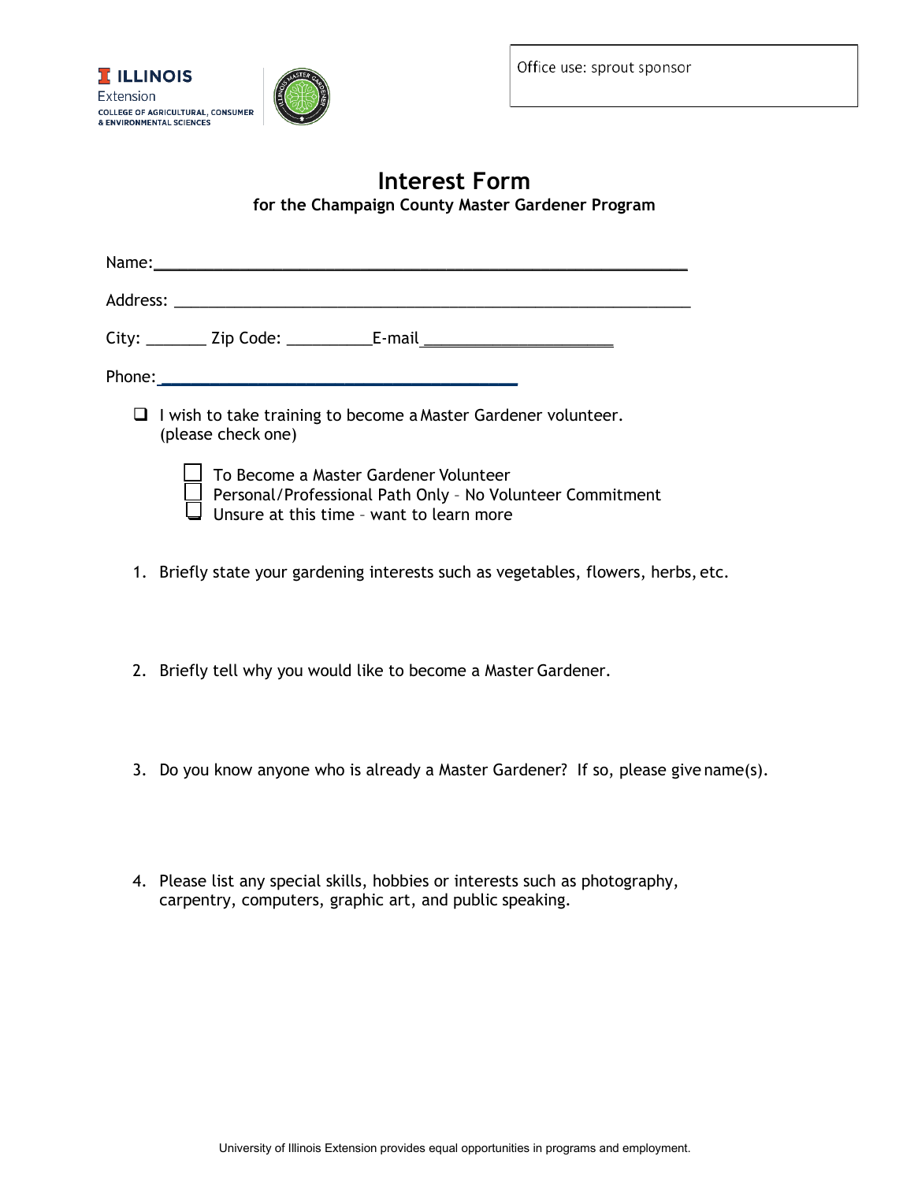ILLINOIS
Extension
COLLEGE OF AGRICULTURAL, CONSUMER & ENVIRONMENTAL SCIENCES

Office use: sprout sponsor

# Interest Form

**for the Champaign County Master Gardener Program**

Name:_______________________________________________________________

Address: _____________________________________________________________

City: _______ Zip Code: __________E-mail ______________________

Phone:_________________________________________

- ❑ I wish to take training to become a Master Gardener volunteer. (please check one)
  - ☐ To Become a Master Gardener Volunteer
  - ☐ Personal/Professional Path Only – No Volunteer Commitment
  - ☐ Unsure at this time – want to learn more

1. Briefly state your gardening interests such as vegetables, flowers, herbs, etc.

2. Briefly tell why you would like to become a Master Gardener.

3. Do you know anyone who is already a Master Gardener? If so, please give name(s).

4. Please list any special skills, hobbies or interests such as photography, carpentry, computers, graphic art, and public speaking.

University of Illinois Extension provides equal opportunities in programs and employment.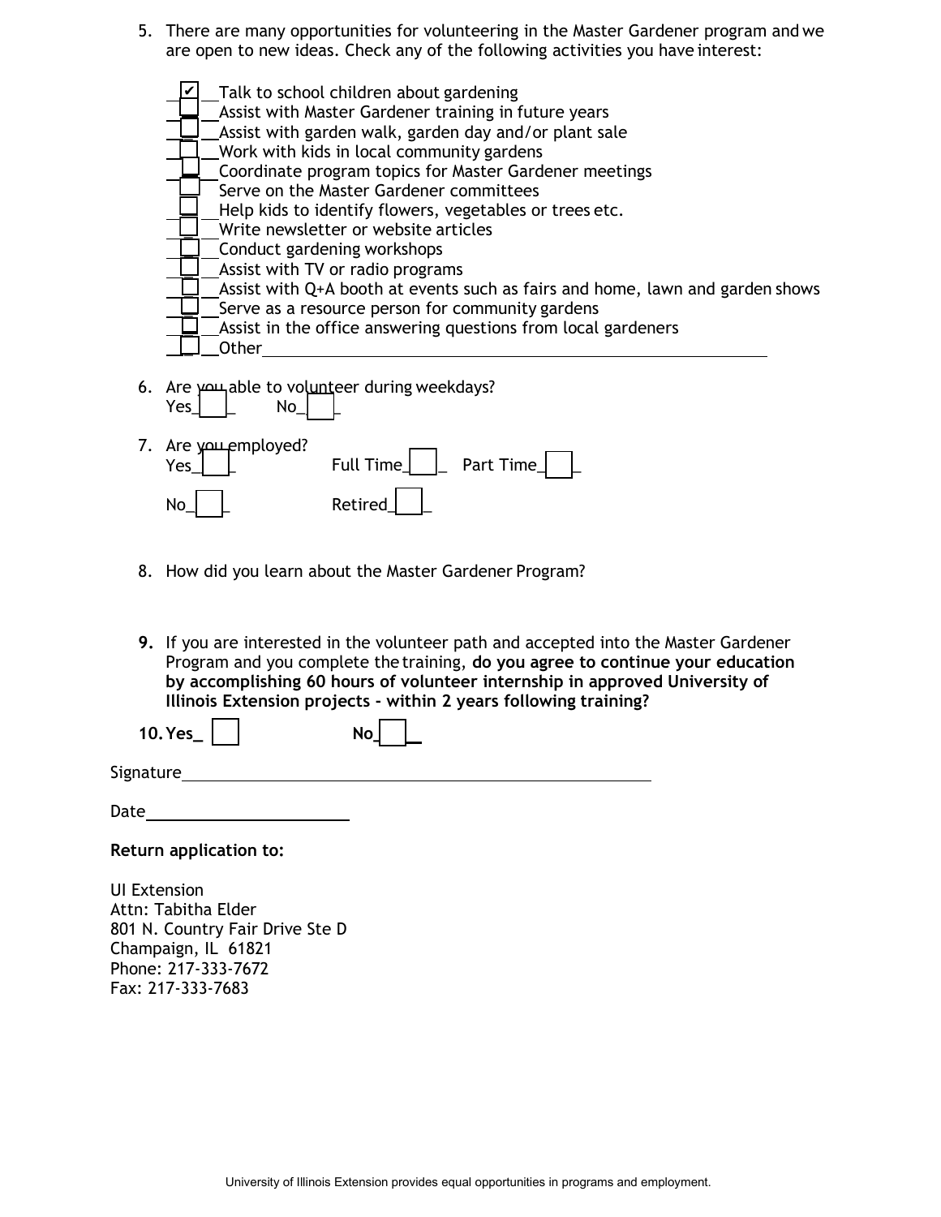5. There are many opportunities for volunteering in the Master Gardener program and we are open to new ideas. Check any of the following activities you have interest:

   - [x] Talk to school children about gardening
   - [ ] Assist with Master Gardener training in future years
   - [ ] Assist with garden walk, garden day and/or plant sale
   - [ ] Work with kids in local community gardens
   - [ ] Coordinate program topics for Master Gardener meetings
   - [ ] Serve on the Master Gardener committees
   - [ ] Help kids to identify flowers, vegetables or trees etc.
   - [ ] Write newsletter or website articles
   - [ ] Conduct gardening workshops
   - [ ] Assist with TV or radio programs
   - [ ] Assist with Q+A booth at events such as fairs and home, lawn and garden shows
   - [ ] Serve as a resource person for community gardens
   - [ ] Assist in the office answering questions from local gardeners
   - [ ] Other ______________________________

6. Are you able to volunteer during weekdays?
   Yes ☐ No ☐

7. Are you employed?
   Yes ☐ Full Time ☐ Part Time ☐
   No ☐ Retired ☐

8. How did you learn about the Master Gardener Program?

9. If you are interested in the volunteer path and accepted into the Master Gardener Program and you complete the training, **do you agree to continue your education by accomplishing 60 hours of volunteer internship in approved University of Illinois Extension projects - within 2 years following training?**

**10. Yes_** ☐ **No** ☐

Signature______________________________

Date______________________

**Return application to:**

UI Extension
Attn: Tabitha Elder
801 N. Country Fair Drive Ste D
Champaign, IL 61821
Phone: 217-333-7672
Fax: 217-333-7683

University of Illinois Extension provides equal opportunities in programs and employment.